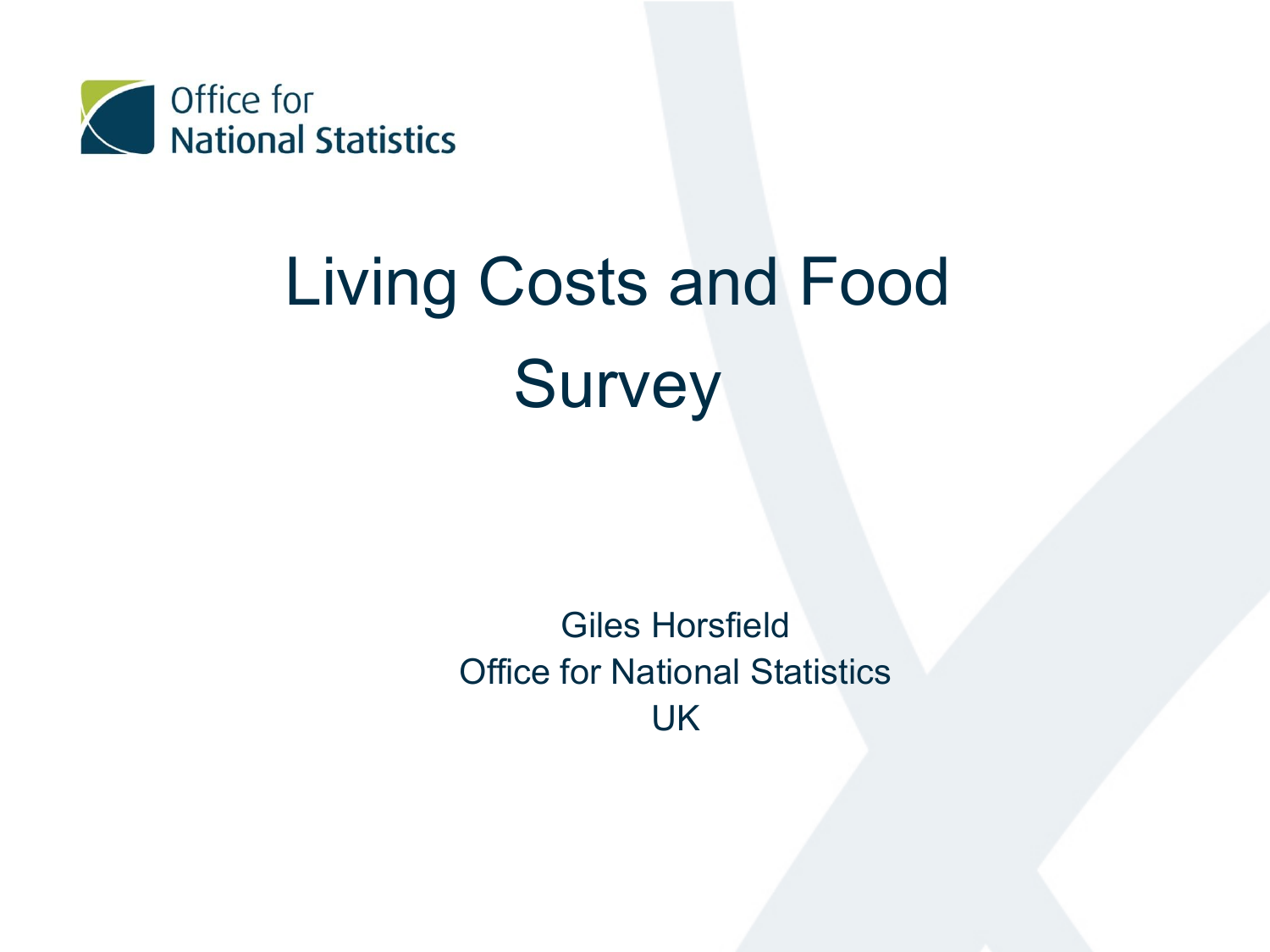# Living Costs and Food Survey

Giles Horsfield
Office for National Statistics
UK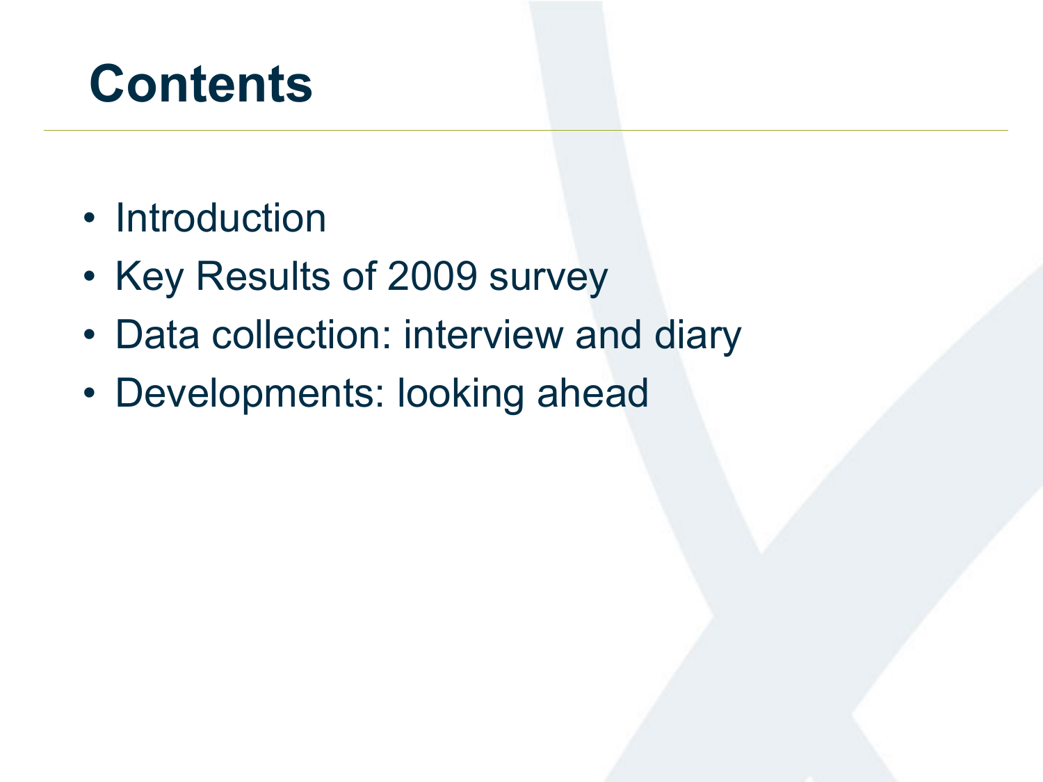# Contents

- Introduction
- Key Results of 2009 survey
- Data collection: interview and diary
- Developments: looking ahead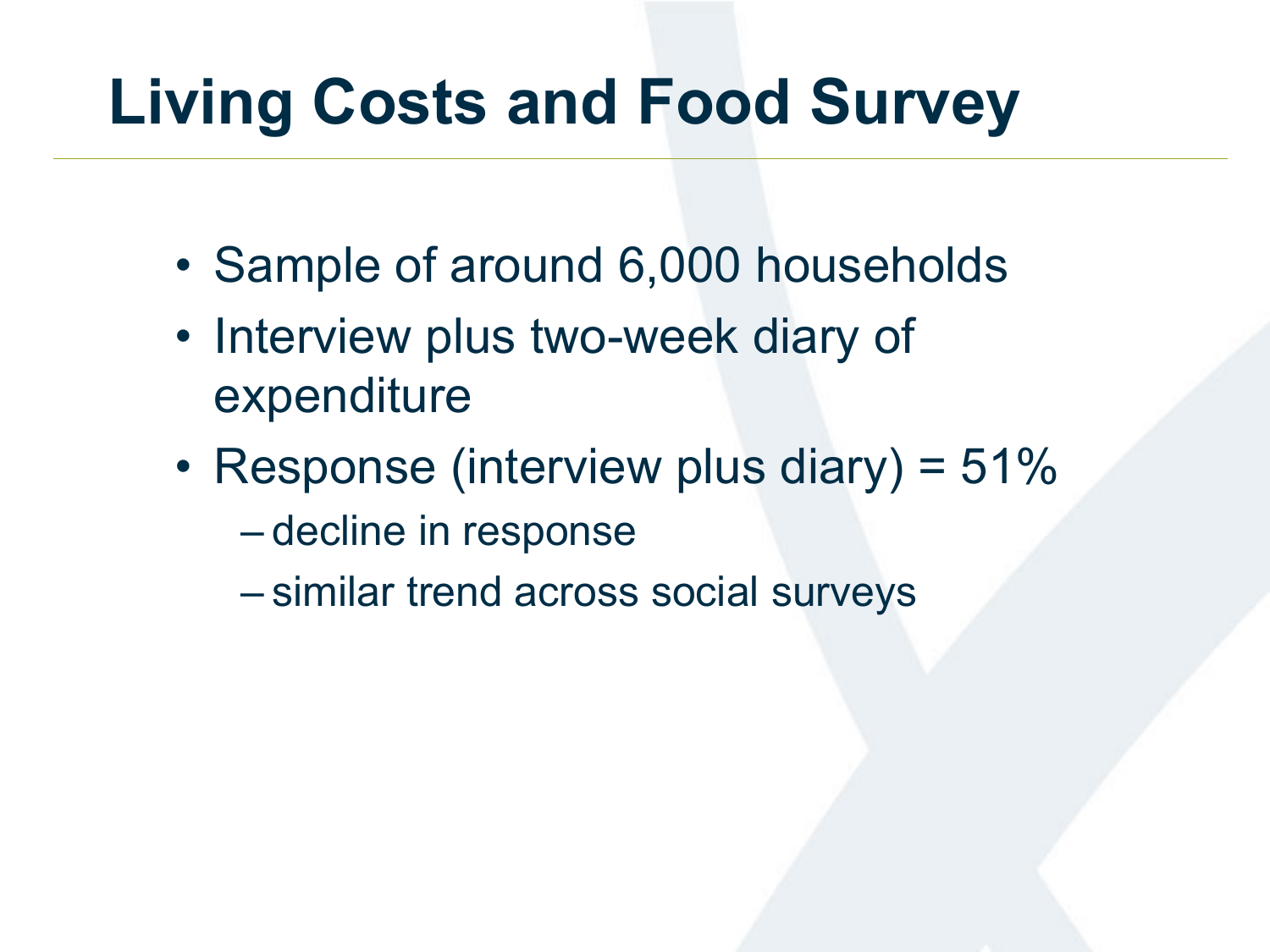# Living Costs and Food Survey

- Sample of around 6,000 households
- Interview plus two-week diary of expenditure
- Response (interview plus diary) = 51%
  - decline in response
  - similar trend across social surveys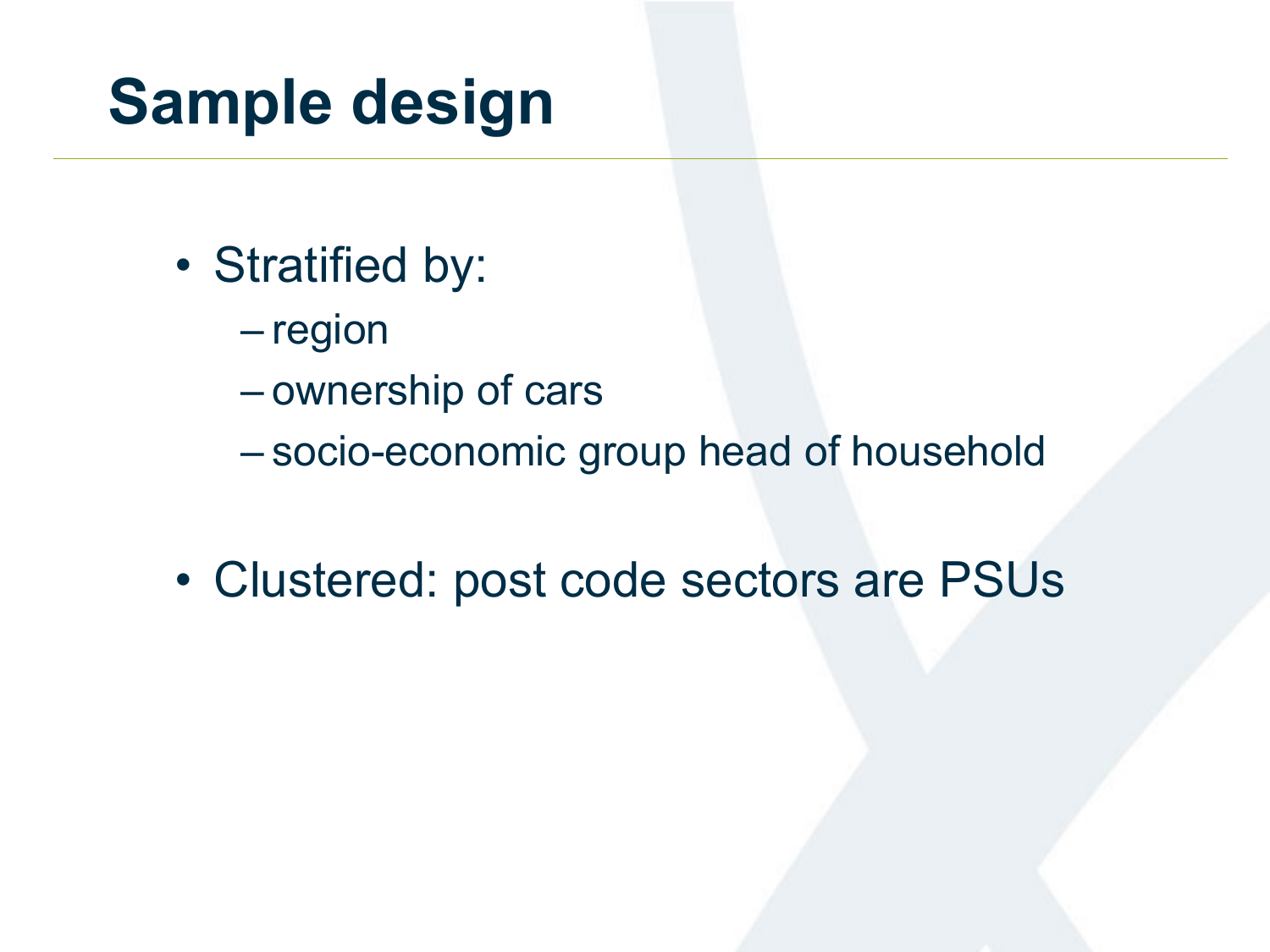# Sample design

- Stratified by:
  - region
  - ownership of cars
  - socio-economic group head of household
- Clustered: post code sectors are PSUs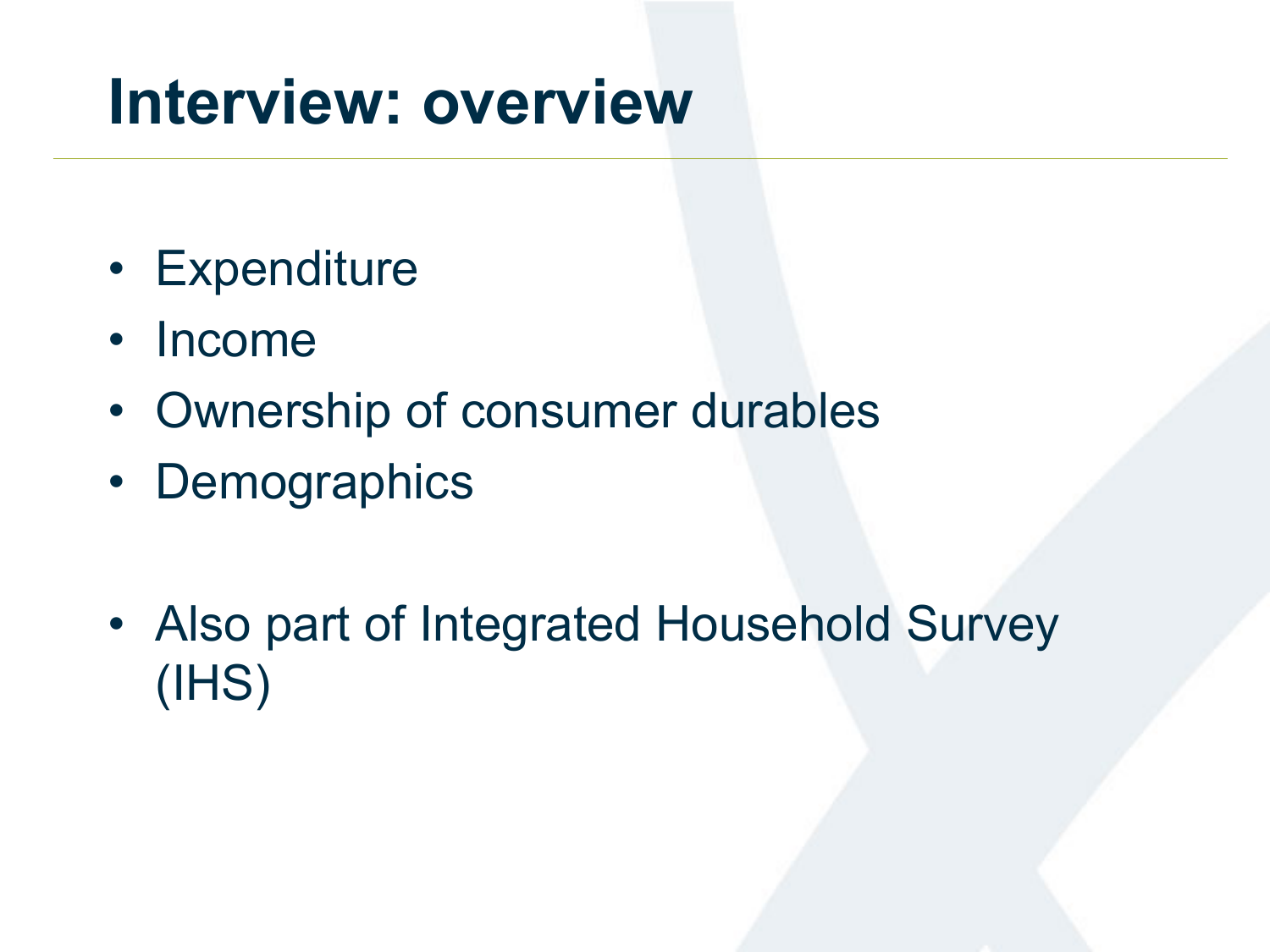# Interview: overview

- Expenditure
- Income
- Ownership of consumer durables
- Demographics

- Also part of Integrated Household Survey (IHS)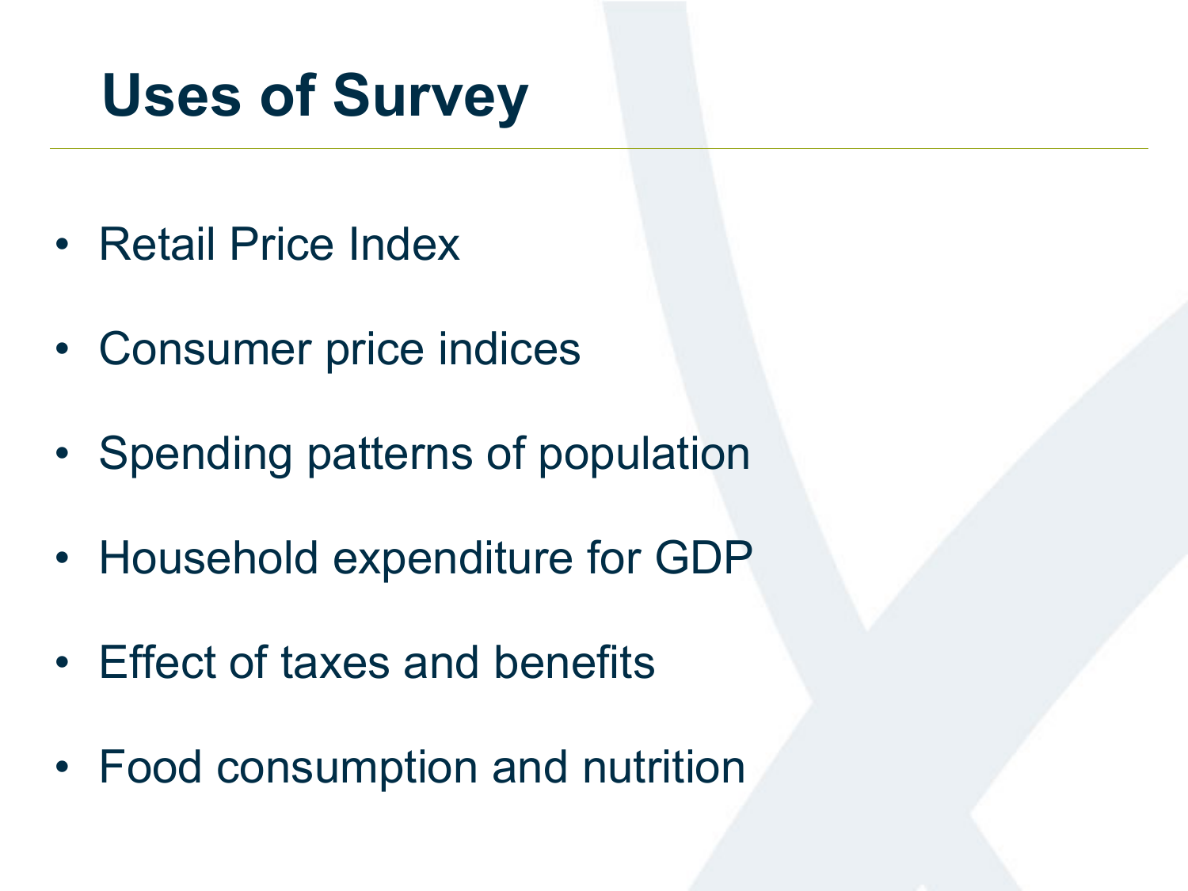# Uses of Survey

- Retail Price Index
- Consumer price indices
- Spending patterns of population
- Household expenditure for GDP
- Effect of taxes and benefits
- Food consumption and nutrition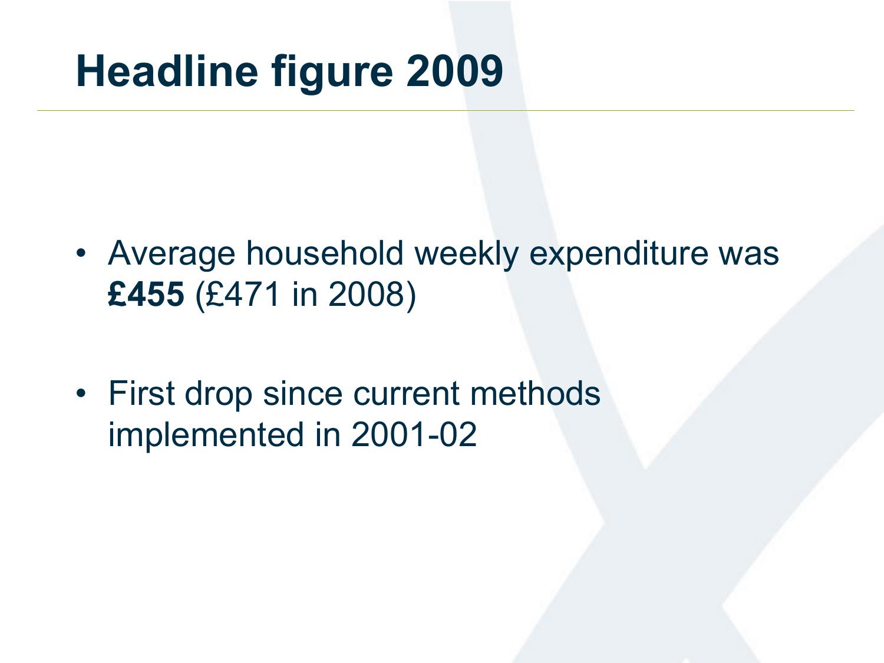# Headline figure 2009

- Average household weekly expenditure was **£455** (£471 in 2008)
- First drop since current methods implemented in 2001-02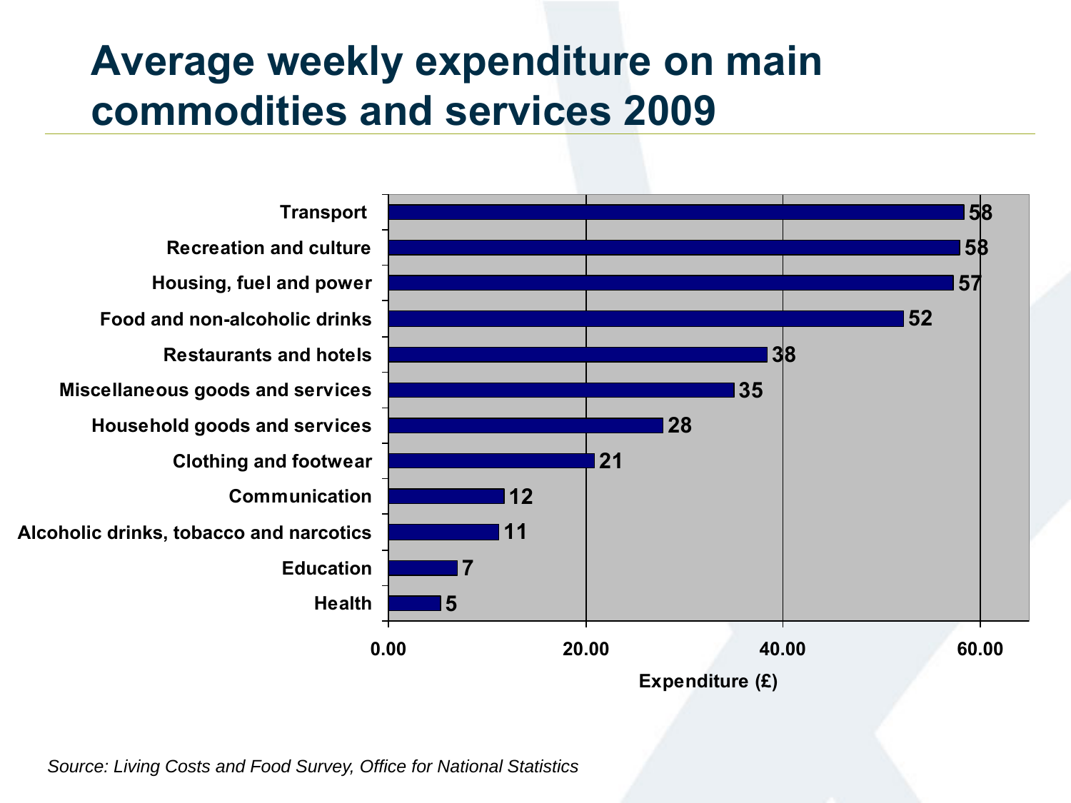# Average weekly expenditure on main commodities and services 2009

| Category | Expenditure (£) |
|---|---|
| Transport | 58 |
| Recreation and culture | 58 |
| Housing, fuel and power | 57 |
| Food and non-alcoholic drinks | 52 |
| Restaurants and hotels | 38 |
| Miscellaneous goods and services | 35 |
| Household goods and services | 28 |
| Clothing and footwear | 21 |
| Communication | 12 |
| Alcoholic drinks, tobacco and narcotics | 11 |
| Education | 7 |
| Health | 5 |

*Source: Living Costs and Food Survey, Office for National Statistics*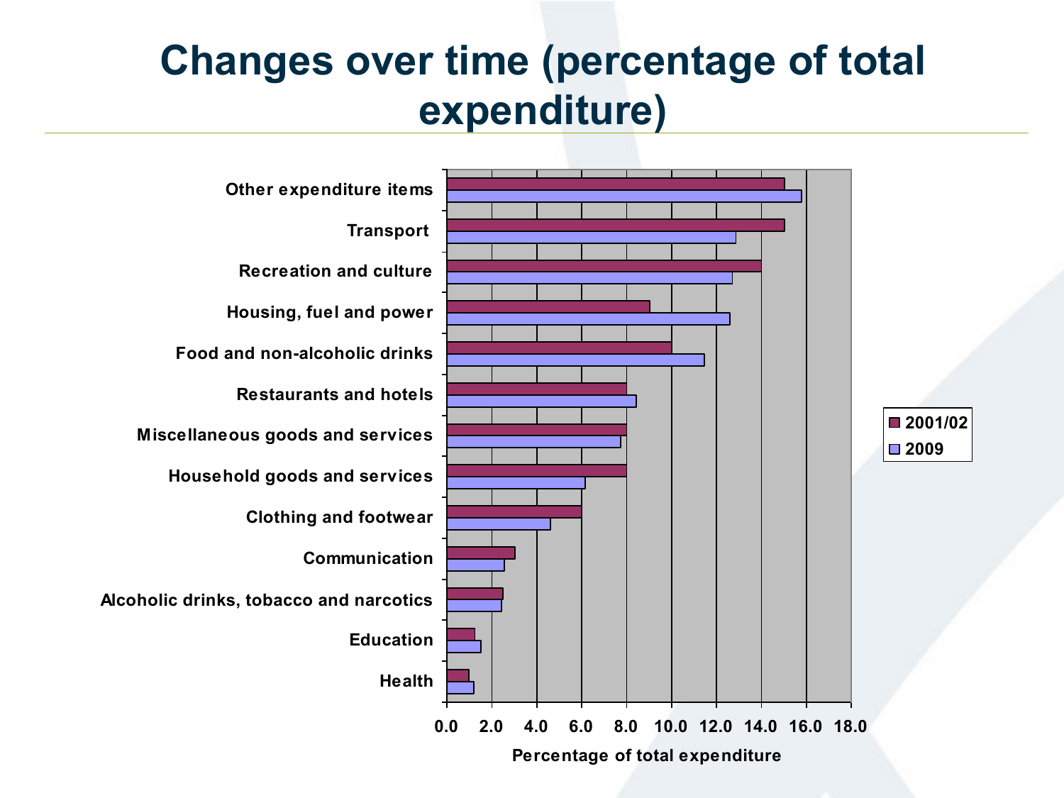# Changes over time (percentage of total expenditure)

| Category | 2001/02 | 2009 |
|---|---|---|
| Other expenditure items | 15.0 | 15.8 |
| Transport | 15.0 | 12.9 |
| Recreation and culture | 14.0 | 12.7 |
| Housing, fuel and power | 9.0 | 12.6 |
| Food and non-alcoholic drinks | 10.0 | 11.5 |
| Restaurants and hotels | 8.0 | 8.4 |
| Miscellaneous goods and services | 8.0 | 7.7 |
| Household goods and services | 8.0 | 6.1 |
| Clothing and footwear | 6.0 | 4.6 |
| Communication | 3.0 | 2.5 |
| Alcoholic drinks, tobacco and narcotics | 2.5 | 2.4 |
| Education | 1.2 | 1.5 |
| Health | 1.0 | 1.2 |

Percentage of total expenditure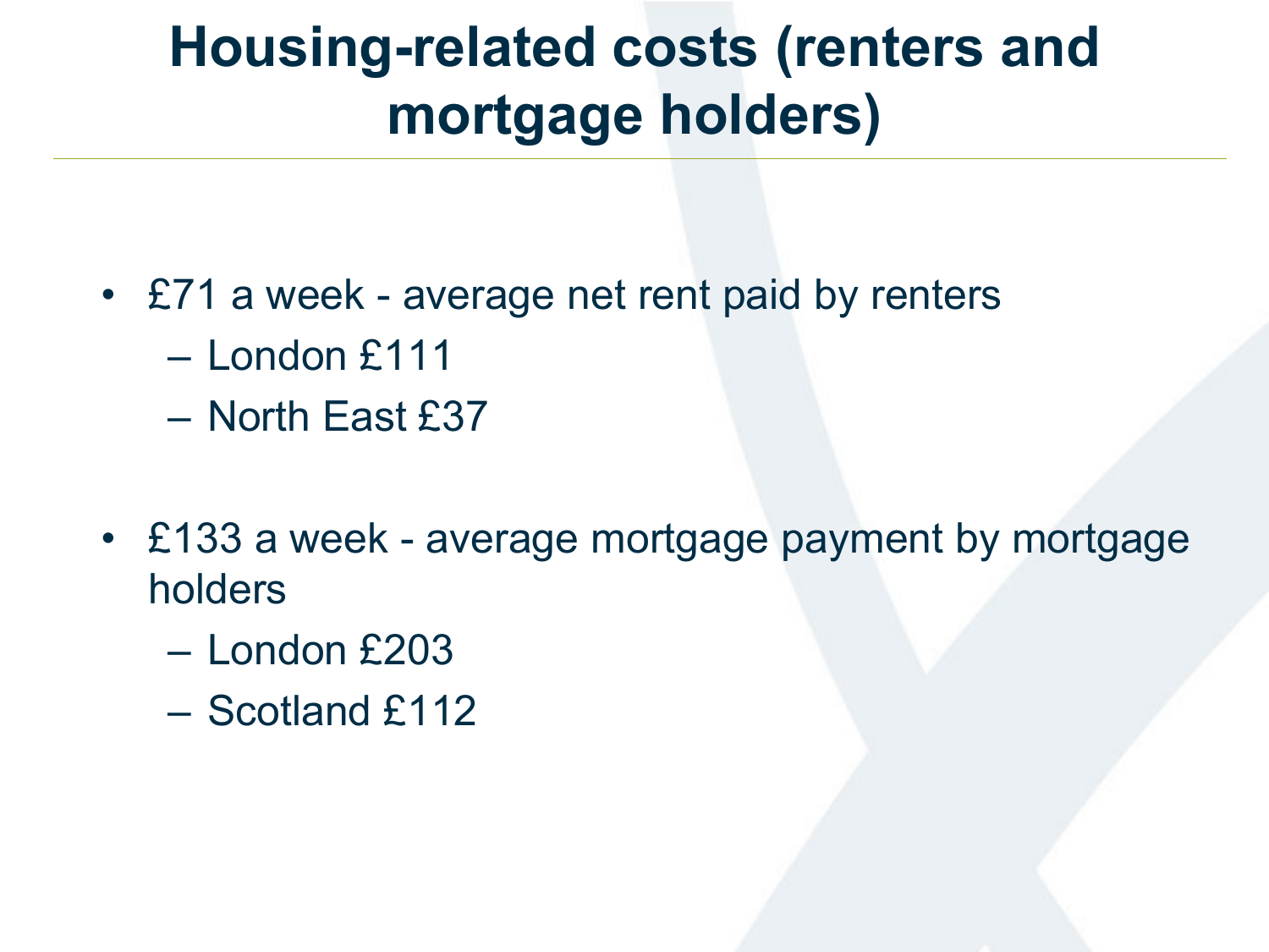# Housing-related costs (renters and mortgage holders)

- £71 a week - average net rent paid by renters
  - London £111
  - North East £37

- £133 a week - average mortgage payment by mortgage holders
  - London £203
  - Scotland £112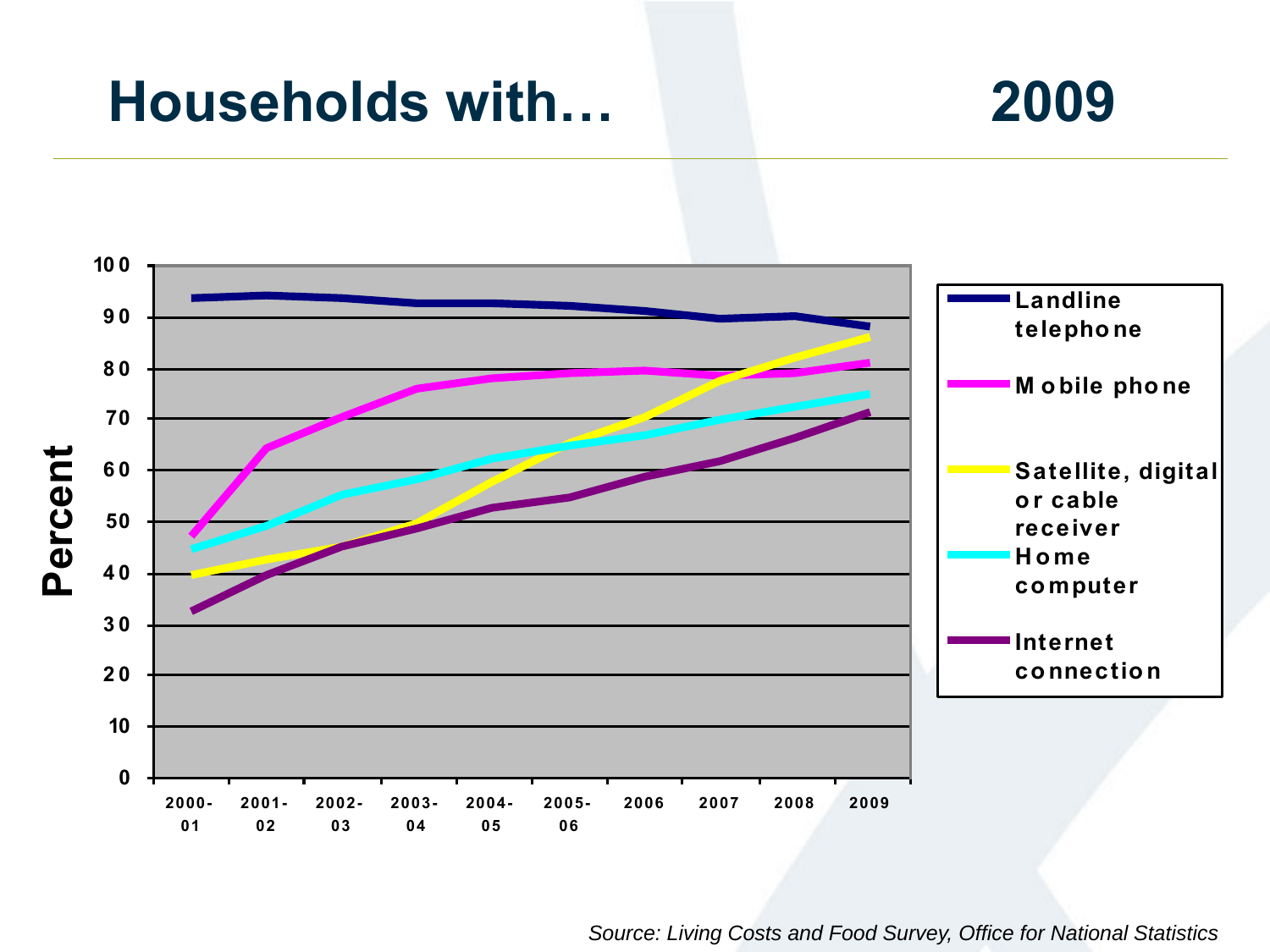# Households with… 2009

Percent

| | 2000-01 | 2001-02 | 2002-03 | 2003-04 | 2004-05 | 2005-06 | 2006 | 2007 | 2008 | 2009 |
|---|---|---|---|---|---|---|---|---|---|---|

Legend:
- Landline telephone
- Mobile phone
- Satellite, digital or cable receiver
- Home computer
- Internet connection

Y-axis: 0, 10, 20, 30, 40, 50, 60, 70, 80, 90, 100

*Source: Living Costs and Food Survey, Office for National Statistics*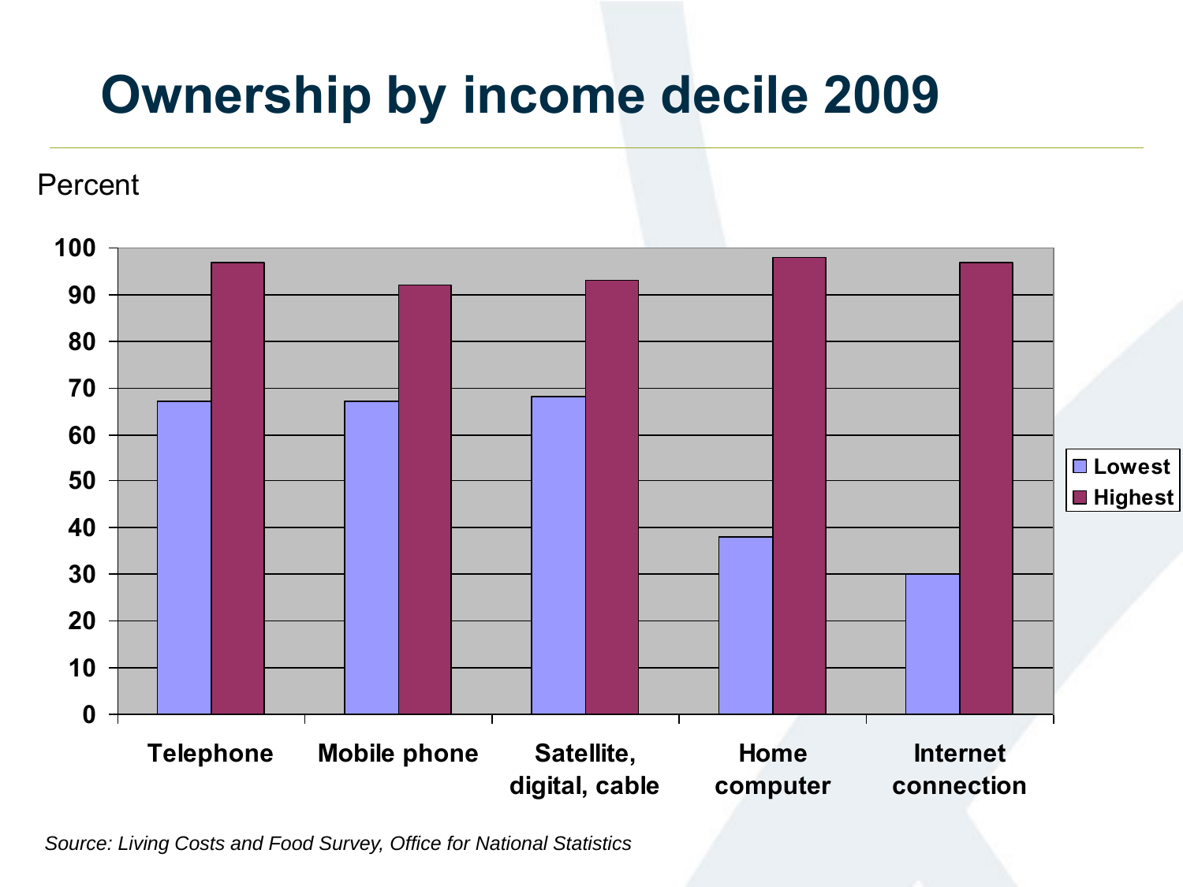# Ownership by income decile 2009

Percent

| | Lowest | Highest |
|---|---|---|
| Telephone | 67 | 97 |
| Mobile phone | 67 | 92 |
| Satellite, digital, cable | 68 | 93 |
| Home computer | 38 | 98 |
| Internet connection | 30 | 97 |

*Source: Living Costs and Food Survey, Office for National Statistics*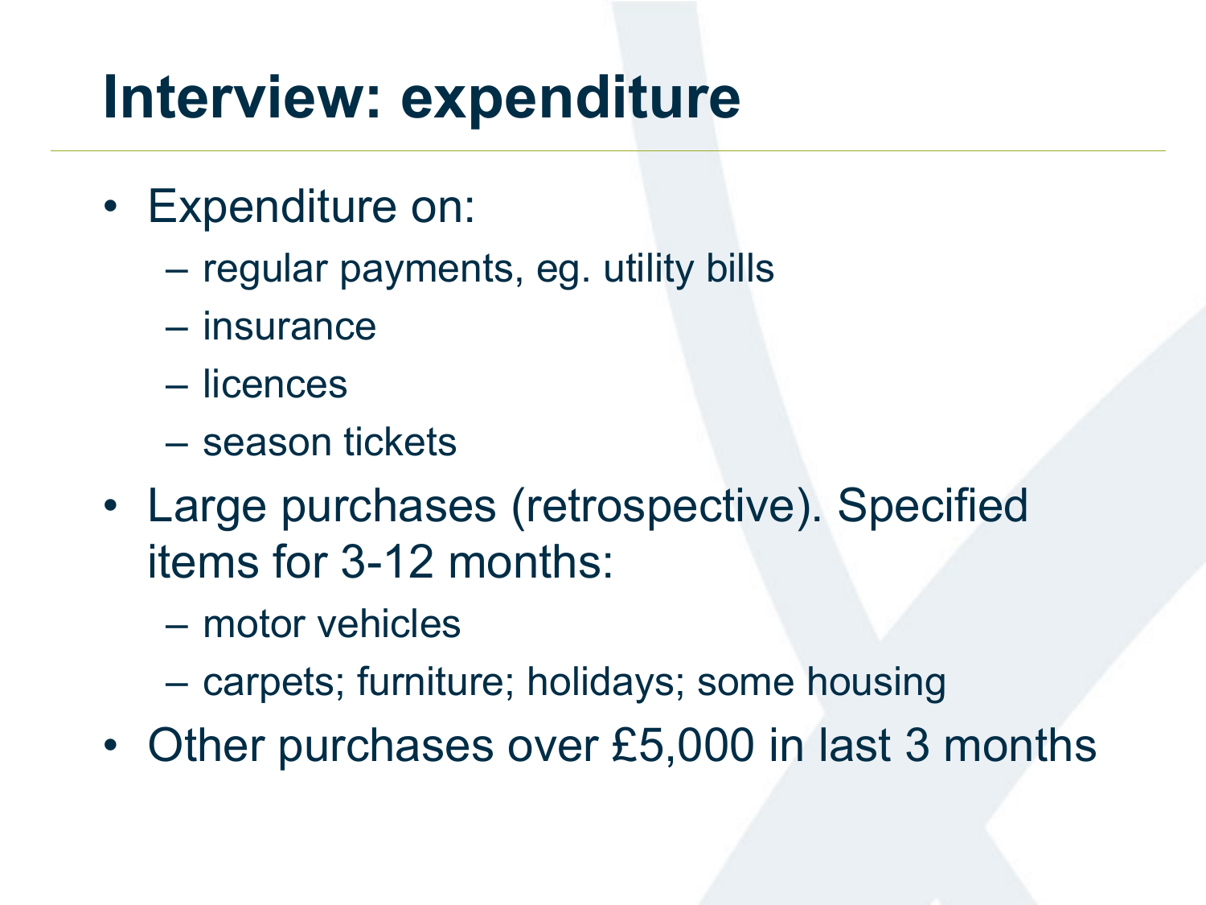# Interview: expenditure

- Expenditure on:
  - regular payments, eg. utility bills
  - insurance
  - licences
  - season tickets
- Large purchases (retrospective). Specified items for 3-12 months:
  - motor vehicles
  - carpets; furniture; holidays; some housing
- Other purchases over £5,000 in last 3 months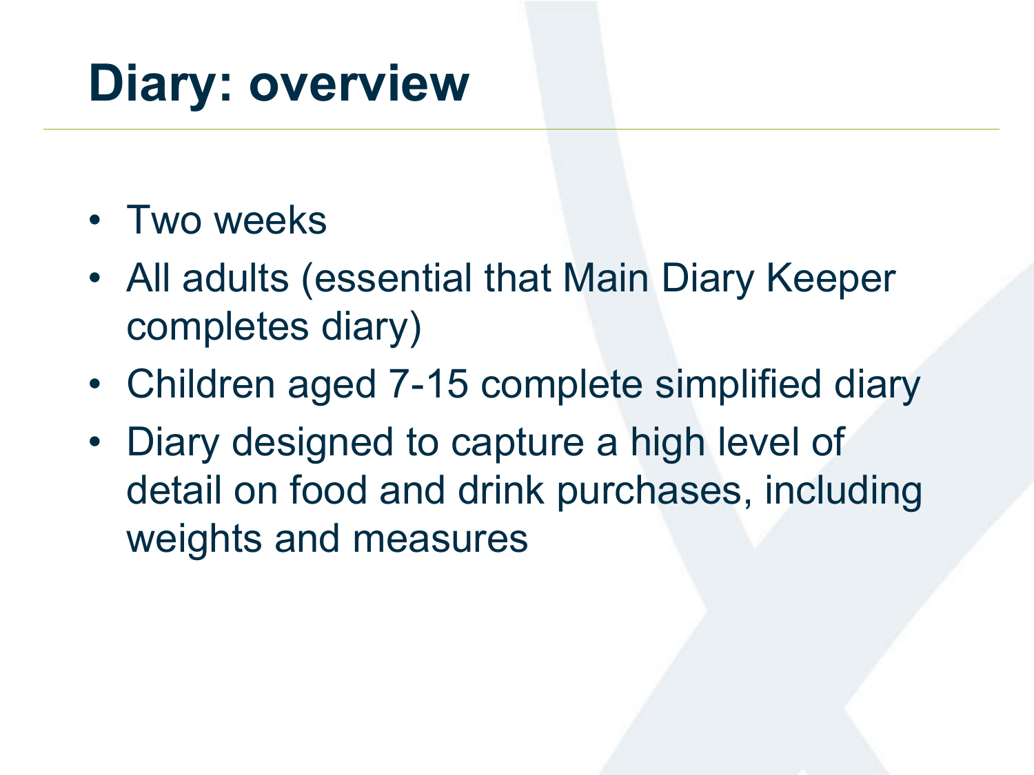# Diary: overview

- Two weeks
- All adults (essential that Main Diary Keeper completes diary)
- Children aged 7-15 complete simplified diary
- Diary designed to capture a high level of detail on food and drink purchases, including weights and measures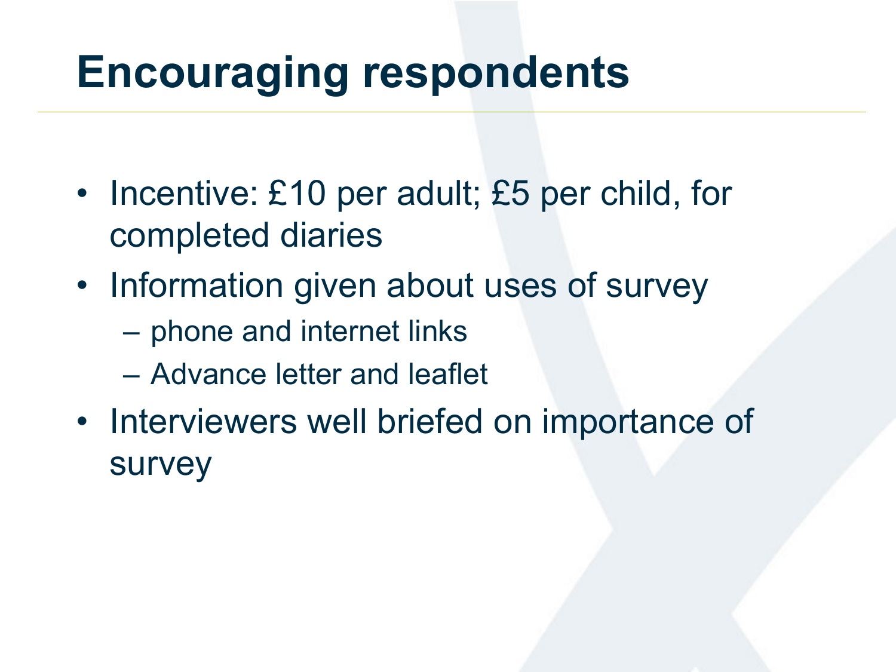# Encouraging respondents

- Incentive: £10 per adult; £5 per child, for completed diaries
- Information given about uses of survey
  - phone and internet links
  - Advance letter and leaflet
- Interviewers well briefed on importance of survey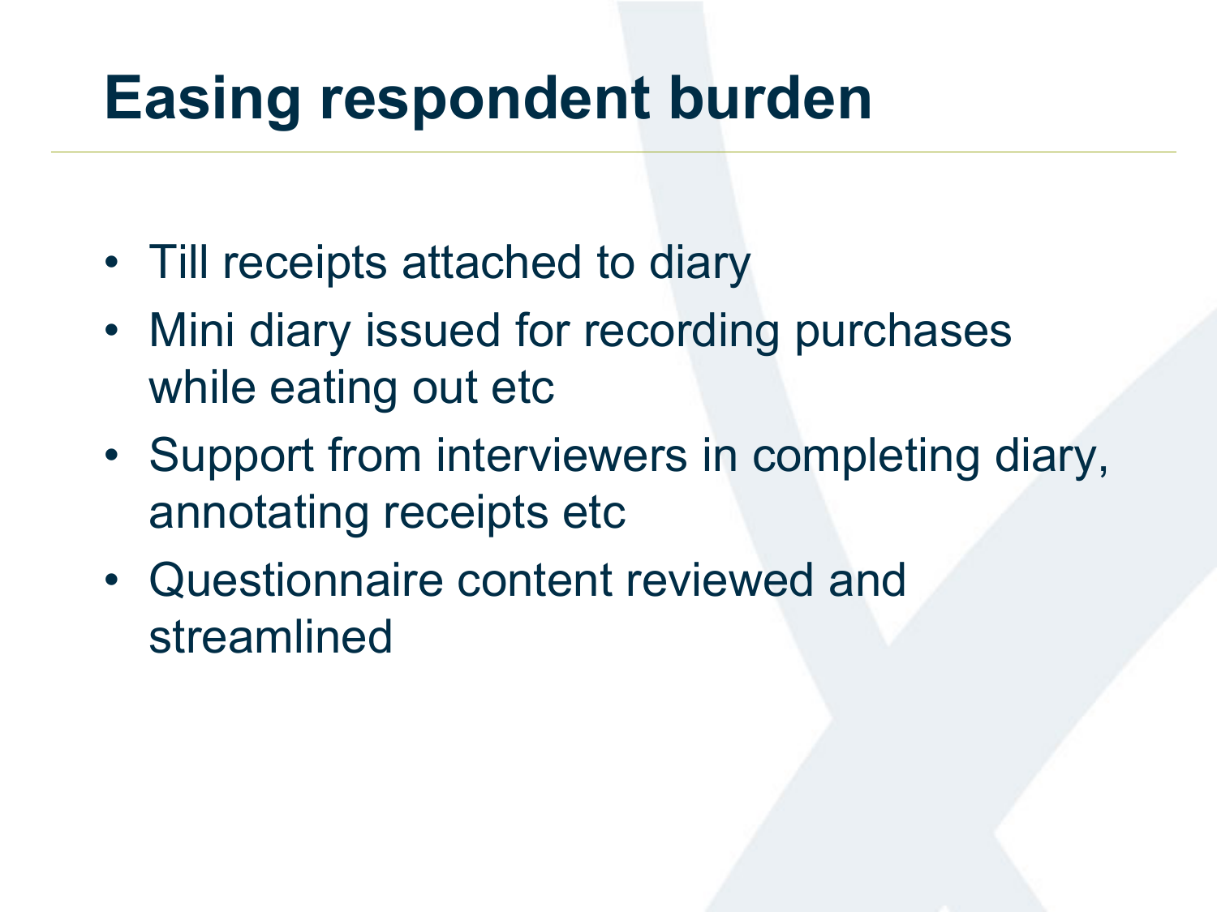# Easing respondent burden

- Till receipts attached to diary
- Mini diary issued for recording purchases while eating out etc
- Support from interviewers in completing diary, annotating receipts etc
- Questionnaire content reviewed and streamlined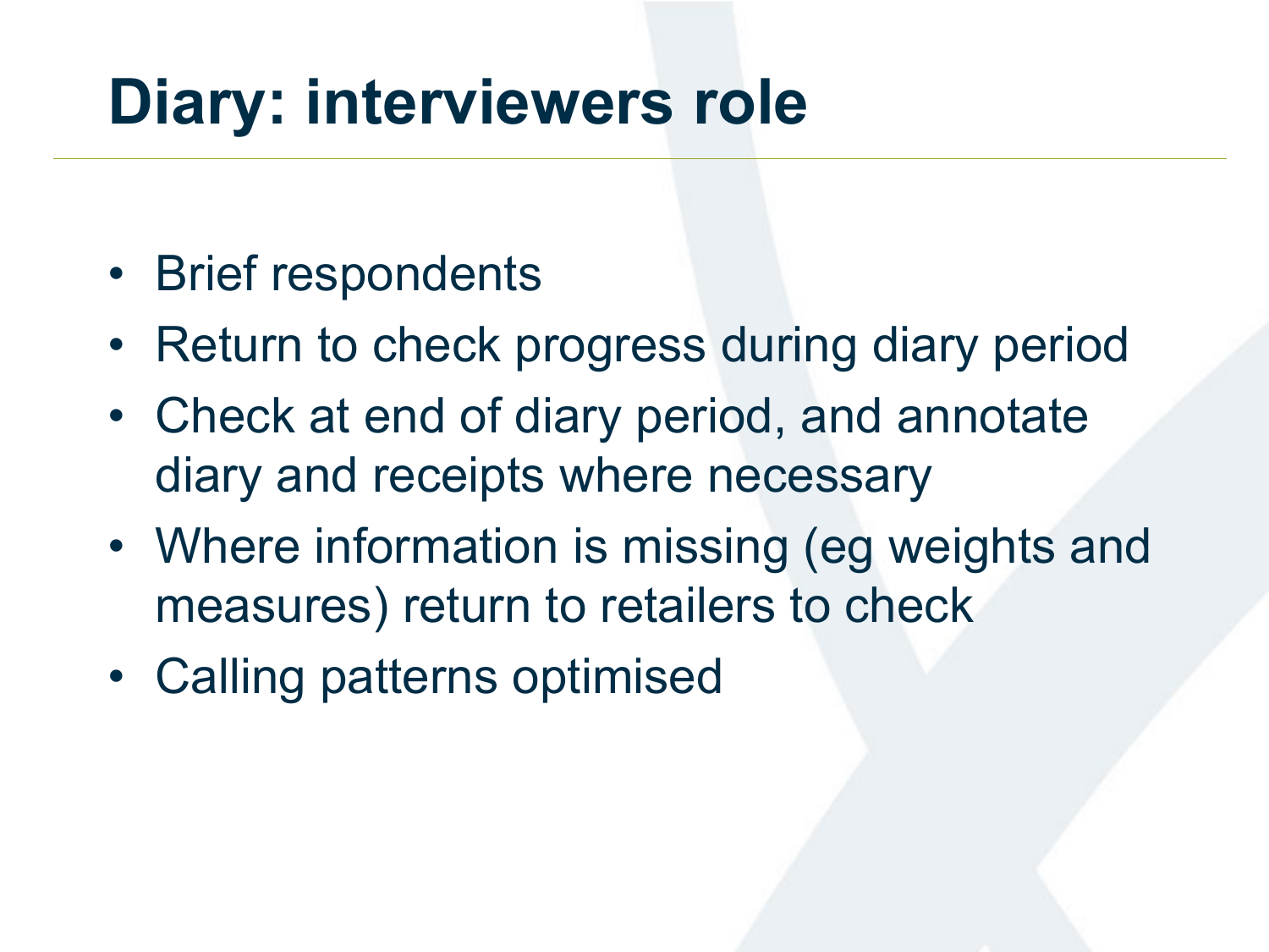# Diary: interviewers role

- Brief respondents
- Return to check progress during diary period
- Check at end of diary period, and annotate diary and receipts where necessary
- Where information is missing (eg weights and measures) return to retailers to check
- Calling patterns optimised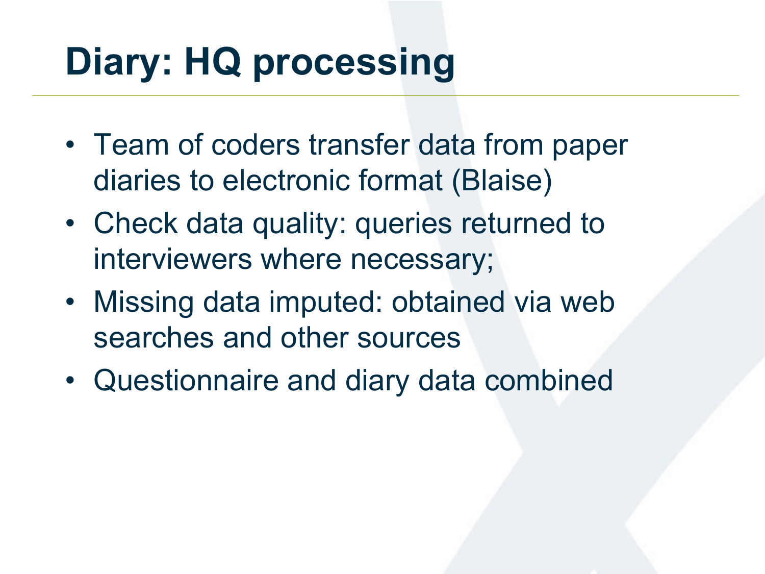# Diary: HQ processing

- Team of coders transfer data from paper diaries to electronic format (Blaise)
- Check data quality: queries returned to interviewers where necessary;
- Missing data imputed: obtained via web searches and other sources
- Questionnaire and diary data combined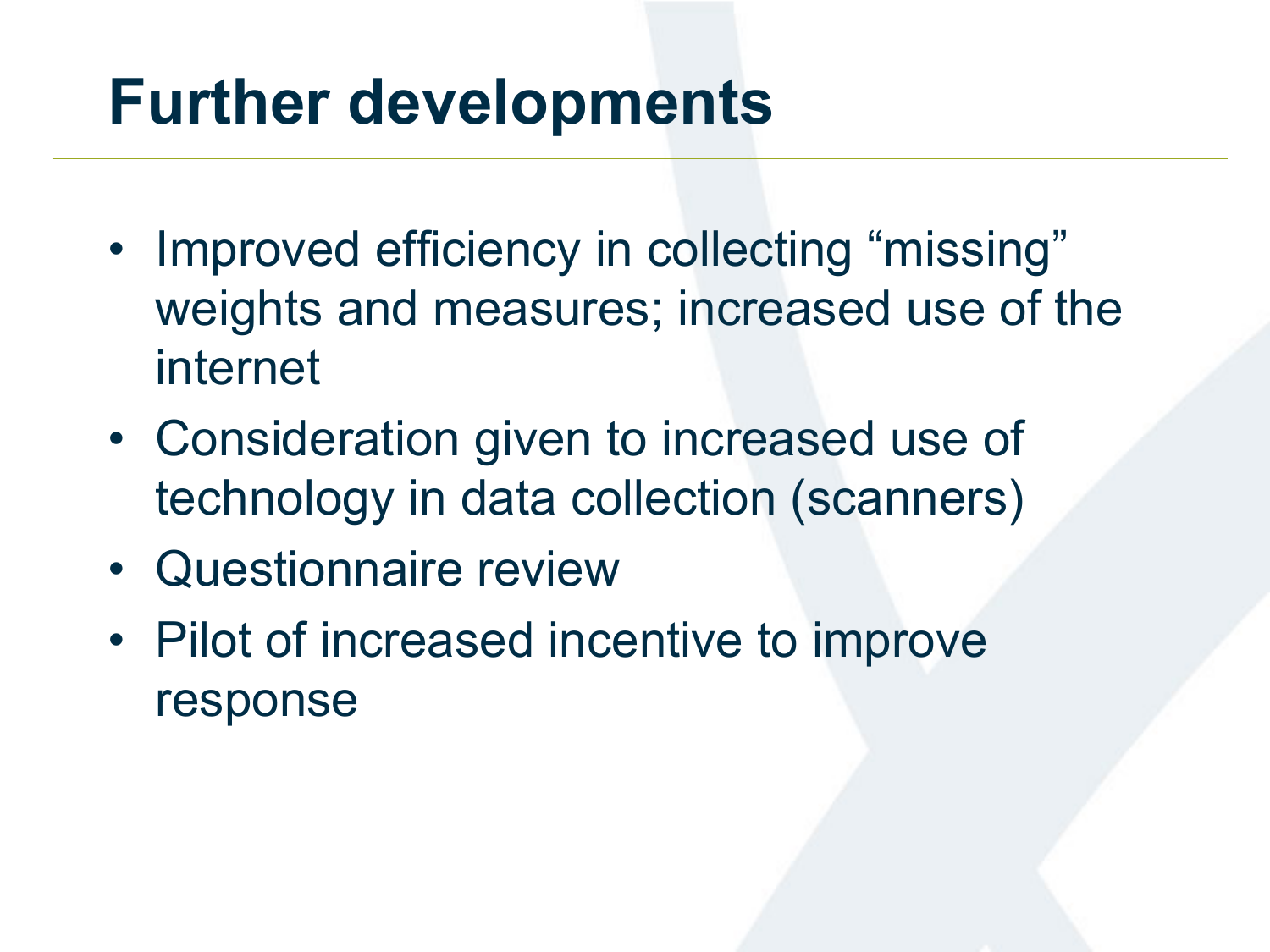# Further developments

- Improved efficiency in collecting “missing” weights and measures; increased use of the internet
- Consideration given to increased use of technology in data collection (scanners)
- Questionnaire review
- Pilot of increased incentive to improve response